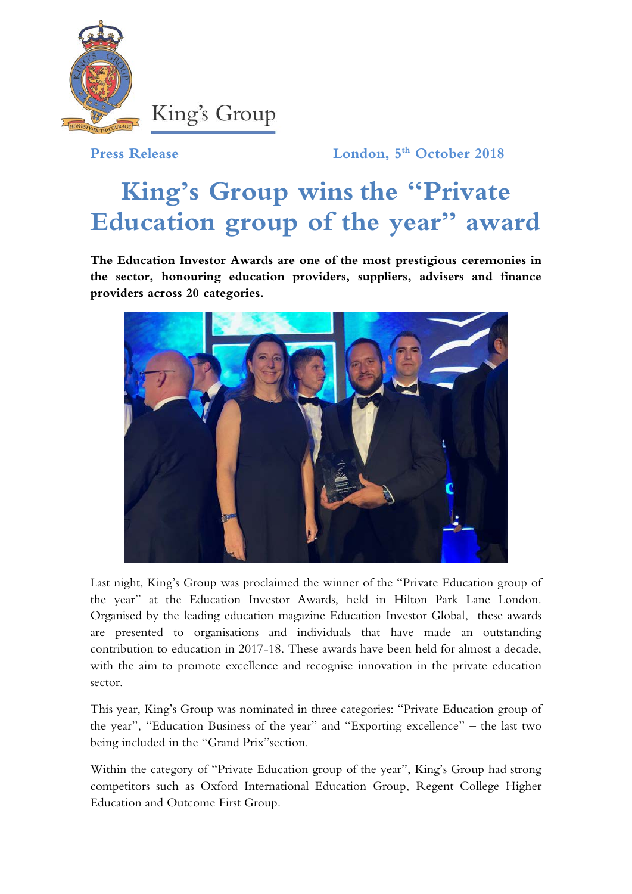King's Group

**Press Release** London, 5th October 2018

# King's Group wins the "Private Education group of the year" award

**The Education Investor Awards are one of the most prestigious ceremonies in the sector, honouring education providers, suppliers, advisers and finance providers across 20 categories.**

Last night, King's Group was proclaimed the winner of the "Private Education group of the year" at the Education Investor Awards, held in Hilton Park Lane London. Organised by the leading education magazine Education Investor Global, these awards are presented to organisations and individuals that have made an outstanding contribution to education in 2017-18. These awards have been held for almost a decade, with the aim to promote excellence and recognise innovation in the private education sector.

This year, King's Group was nominated in three categories: "Private Education group of the year", "Education Business of the year" and "Exporting excellence" – the last two being included in the "Grand Prix"section.

Within the category of "Private Education group of the year", King's Group had strong competitors such as Oxford International Education Group, Regent College Higher Education and Outcome First Group.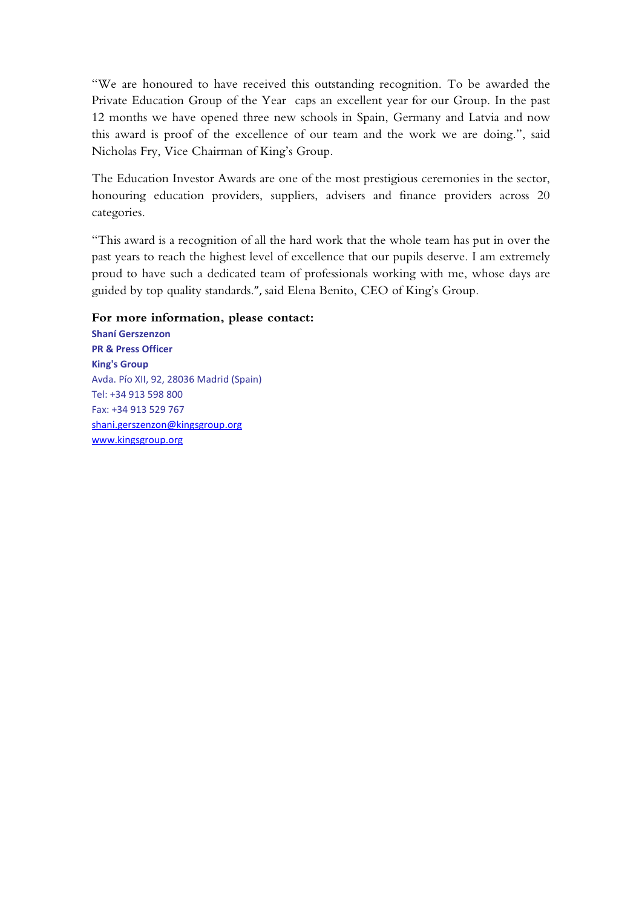"We are honoured to have received this outstanding recognition. To be awarded the Private Education Group of the Year caps an excellent year for our Group. In the past 12 months we have opened three new schools in Spain, Germany and Latvia and now this award is proof of the excellence of our team and the work we are doing.", said Nicholas Fry, Vice Chairman of King's Group.

The Education Investor Awards are one of the most prestigious ceremonies in the sector, honouring education providers, suppliers, advisers and finance providers across 20 categories.

"This award is a recognition of all the hard work that the whole team has put in over the past years to reach the highest level of excellence that our pupils deserve. I am extremely proud to have such a dedicated team of professionals working with me, whose days are guided by top quality standards.", said Elena Benito, CEO of King's Group.

**For more information, please contact:**

**Shaní Gerszenzon**
**PR & Press Officer**
**King's Group**
Avda. Pío XII, 92, 28036 Madrid (Spain)
Tel: +34 913 598 800
Fax: +34 913 529 767
shani.gerszenzon@kingsgroup.org
www.kingsgroup.org